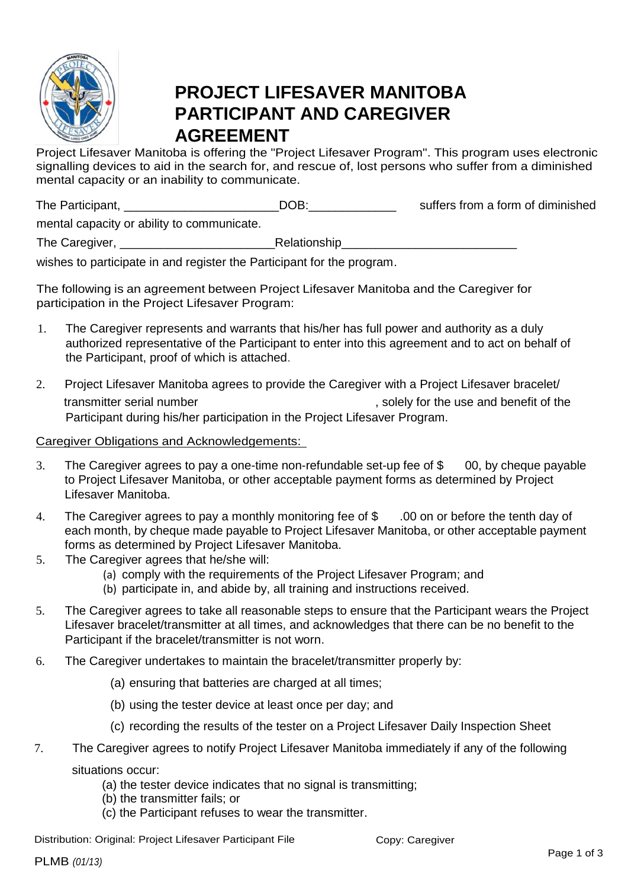# PROJECT LIFESAVER MANITOBA PARTICIPANT AND CAREGIVER AGREEMENT

Project Lifesaver Manitoba is offering the "Project Lifesaver Program". This program uses electronic signalling devices to aid in the search for, and rescue of, lost persons who suffer from a diminished mental capacity or an inability to communicate.

The Participant, ______________________DOB:_____________ suffers from a form of diminished mental capacity or ability to communicate.

The Caregiver, ______________________Relationship_________________________

wishes to participate in and register the Participant for the program.

The following is an agreement between Project Lifesaver Manitoba and the Caregiver for participation in the Project Lifesaver Program:

1. The Caregiver represents and warrants that his/her has full power and authority as a duly authorized representative of the Participant to enter into this agreement and to act on behalf of the Participant, proof of which is attached.

2. Project Lifesaver Manitoba agrees to provide the Caregiver with a Project Lifesaver bracelet/ transmitter serial number , solely for the use and benefit of the Participant during his/her participation in the Project Lifesaver Program.

Caregiver Obligations and Acknowledgements:

3. The Caregiver agrees to pay a one-time non-refundable set-up fee of $ 00, by cheque payable to Project Lifesaver Manitoba, or other acceptable payment forms as determined by Project Lifesaver Manitoba.

4. The Caregiver agrees to pay a monthly monitoring fee of $ .00 on or before the tenth day of each month, by cheque made payable to Project Lifesaver Manitoba, or other acceptable payment forms as determined by Project Lifesaver Manitoba.

5. The Caregiver agrees that he/she will:
   (a) comply with the requirements of the Project Lifesaver Program; and
   (b) participate in, and abide by, all training and instructions received.

5. The Caregiver agrees to take all reasonable steps to ensure that the Participant wears the Project Lifesaver bracelet/transmitter at all times, and acknowledges that there can be no benefit to the Participant if the bracelet/transmitter is not worn.

6. The Caregiver undertakes to maintain the bracelet/transmitter properly by:
   (a) ensuring that batteries are charged at all times;
   (b) using the tester device at least once per day; and
   (c) recording the results of the tester on a Project Lifesaver Daily Inspection Sheet

7. The Caregiver agrees to notify Project Lifesaver Manitoba immediately if any of the following situations occur:
   (a) the tester device indicates that no signal is transmitting;
   (b) the transmitter fails; or
   (c) the Participant refuses to wear the transmitter.

Distribution: Original: Project Lifesaver Participant File    Copy: Caregiver

PLMB *(01/13)*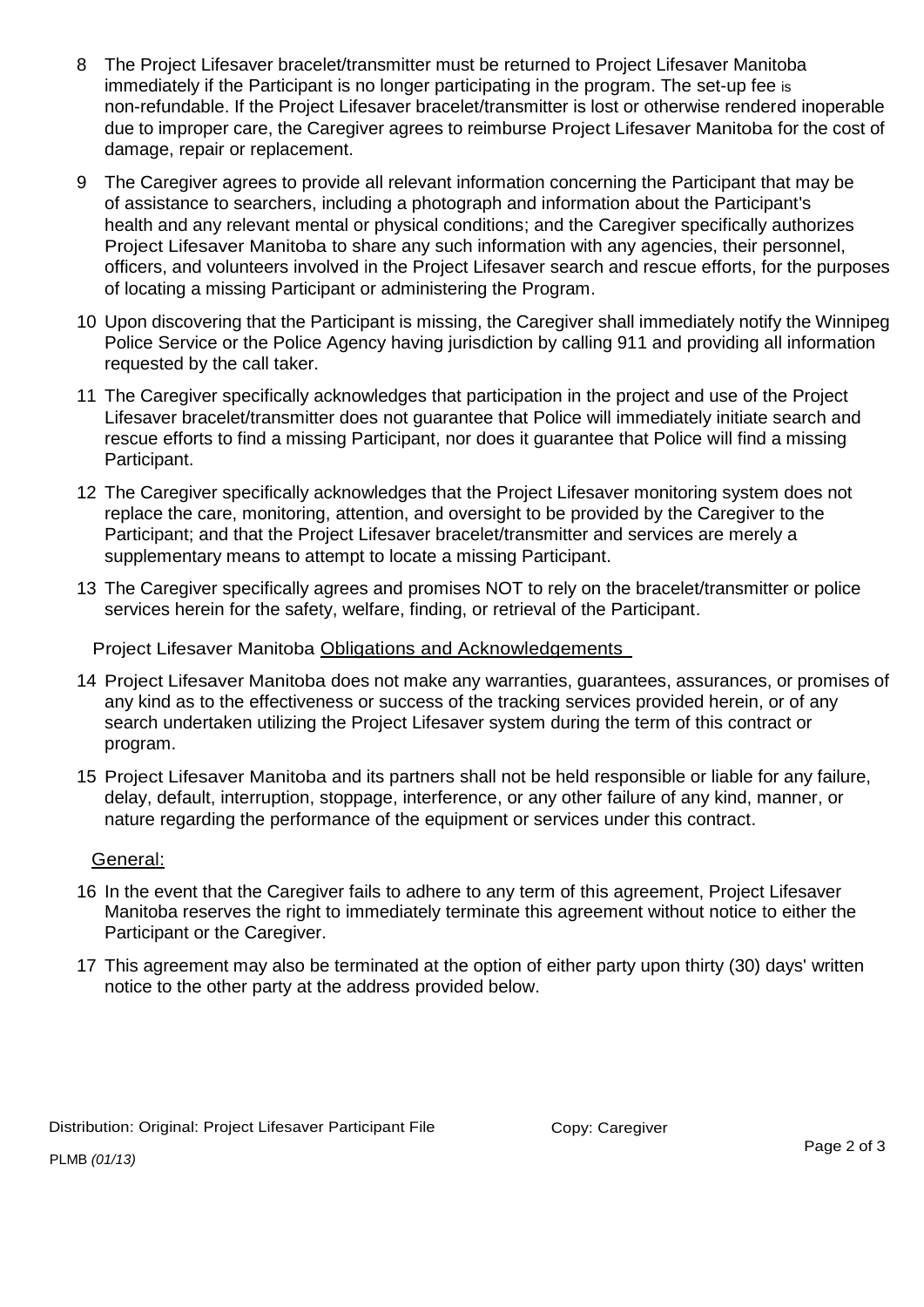8 The Project Lifesaver bracelet/transmitter must be returned to Project Lifesaver Manitoba immediately if the Participant is no longer participating in the program. The set-up fee is non-refundable. If the Project Lifesaver bracelet/transmitter is lost or otherwise rendered inoperable due to improper care, the Caregiver agrees to reimburse Project Lifesaver Manitoba for the cost of damage, repair or replacement.

9 The Caregiver agrees to provide all relevant information concerning the Participant that may be of assistance to searchers, including a photograph and information about the Participant's health and any relevant mental or physical conditions; and the Caregiver specifically authorizes Project Lifesaver Manitoba to share any such information with any agencies, their personnel, officers, and volunteers involved in the Project Lifesaver search and rescue efforts, for the purposes of locating a missing Participant or administering the Program.

10 Upon discovering that the Participant is missing, the Caregiver shall immediately notify the Winnipeg Police Service or the Police Agency having jurisdiction by calling 911 and providing all information requested by the call taker.

11 The Caregiver specifically acknowledges that participation in the project and use of the Project Lifesaver bracelet/transmitter does not guarantee that Police will immediately initiate search and rescue efforts to find a missing Participant, nor does it guarantee that Police will find a missing Participant.

12 The Caregiver specifically acknowledges that the Project Lifesaver monitoring system does not replace the care, monitoring, attention, and oversight to be provided by the Caregiver to the Participant; and that the Project Lifesaver bracelet/transmitter and services are merely a supplementary means to attempt to locate a missing Participant.

13 The Caregiver specifically agrees and promises NOT to rely on the bracelet/transmitter or police services herein for the safety, welfare, finding, or retrieval of the Participant.

Project Lifesaver Manitoba Obligations and Acknowledgements

14 Project Lifesaver Manitoba does not make any warranties, guarantees, assurances, or promises of any kind as to the effectiveness or success of the tracking services provided herein, or of any search undertaken utilizing the Project Lifesaver system during the term of this contract or program.

15 Project Lifesaver Manitoba and its partners shall not be held responsible or liable for any failure, delay, default, interruption, stoppage, interference, or any other failure of any kind, manner, or nature regarding the performance of the equipment or services under this contract.

General:

16 In the event that the Caregiver fails to adhere to any term of this agreement, Project Lifesaver Manitoba reserves the right to immediately terminate this agreement without notice to either the Participant or the Caregiver.

17 This agreement may also be terminated at the option of either party upon thirty (30) days' written notice to the other party at the address provided below.

Distribution: Original: Project Lifesaver Participant File     Copy: Caregiver

PLMB *(01/13)*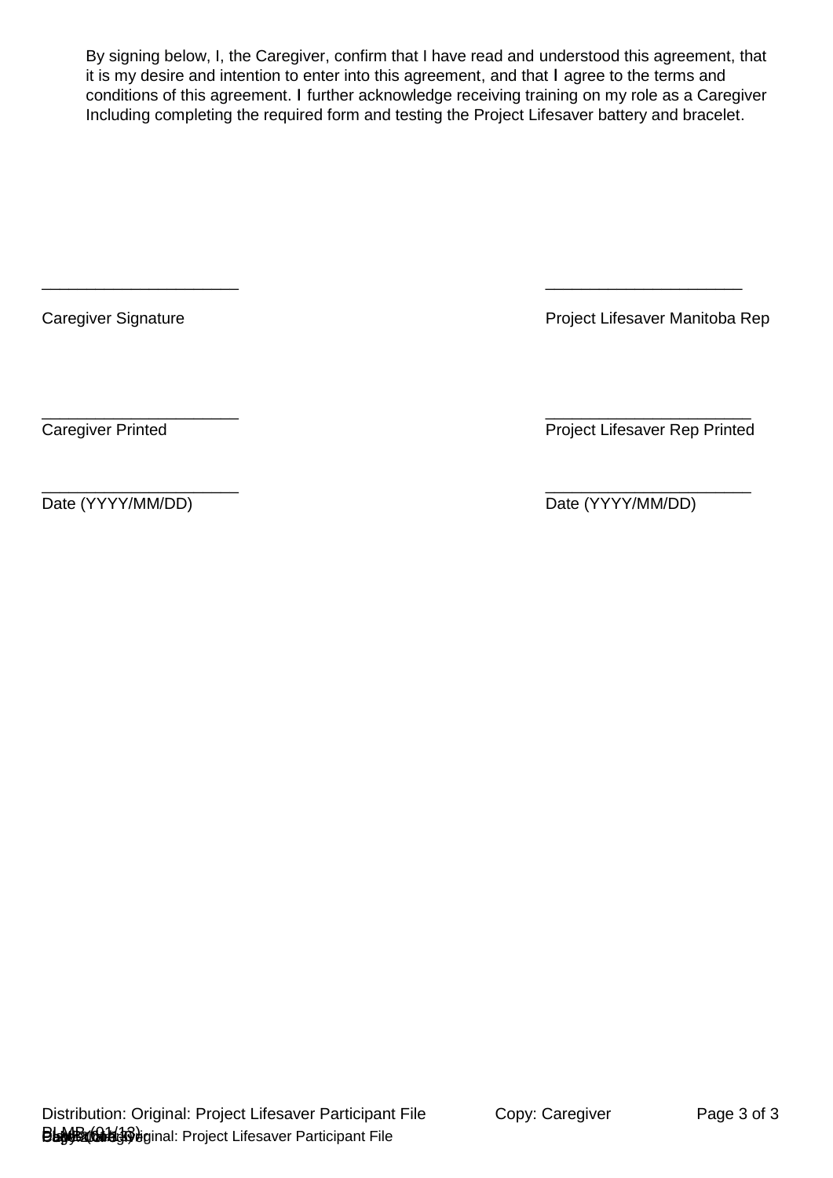By signing below, I, the Caregiver, confirm that I have read and understood this agreement, that it is my desire and intention to enter into this agreement, and that I agree to the terms and conditions of this agreement. I further acknowledge receiving training on my role as a Caregiver Including completing the required form and testing the Project Lifesaver battery and bracelet.

| | |
|---|---|
| ______________________ | ______________________ |
| Caregiver Signature | Project Lifesaver Manitoba Rep |
| ______________________ | ______________________ |
| Caregiver Printed | Project Lifesaver Rep Printed |
| ______________________ | ______________________ |
| Date (YYYY/MM/DD) | Date (YYYY/MM/DD) |

Distribution: Original: Project Lifesaver Participant File    Copy: Caregiver

PLMB (01/13)